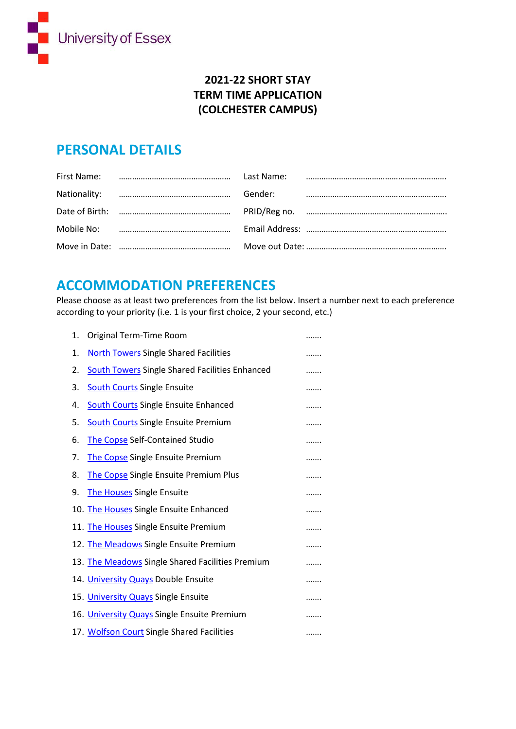University of Essex

**2021-22 SHORT STAY**
**TERM TIME APPLICATION**
**(COLCHESTER CAMPUS)**

## PERSONAL DETAILS

| | | | |
|---|---|---|---|
| First Name: | ………………………………………… | Last Name: | ………………………………………………… |
| Nationality: | ………………………………………… | Gender: | ………………………………………………… |
| Date of Birth: | ………………………………………… | PRID/Reg no. | ………………………………………………… |
| Mobile No: | ………………………………………… | Email Address: | ………………………………………………… |
| Move in Date: | ………………………………………… | Move out Date: | ………………………………………………… |

## ACCOMMODATION PREFERENCES

Please choose as at least two preferences from the list below. Insert a number next to each preference according to your priority (i.e. 1 is your first choice, 2 your second, etc.)

1. Original Term-Time Room …….
1. North Towers Single Shared Facilities …….
2. South Towers Single Shared Facilities Enhanced …….
3. South Courts Single Ensuite …….
4. South Courts Single Ensuite Enhanced …….
5. South Courts Single Ensuite Premium …….
6. The Copse Self-Contained Studio …….
7. The Copse Single Ensuite Premium …….
8. The Copse Single Ensuite Premium Plus …….
9. The Houses Single Ensuite …….
10. The Houses Single Ensuite Enhanced …….
11. The Houses Single Ensuite Premium …….
12. The Meadows Single Ensuite Premium …….
13. The Meadows Single Shared Facilities Premium …….
14. University Quays Double Ensuite …….
15. University Quays Single Ensuite …….
16. University Quays Single Ensuite Premium …….
17. Wolfson Court Single Shared Facilities …….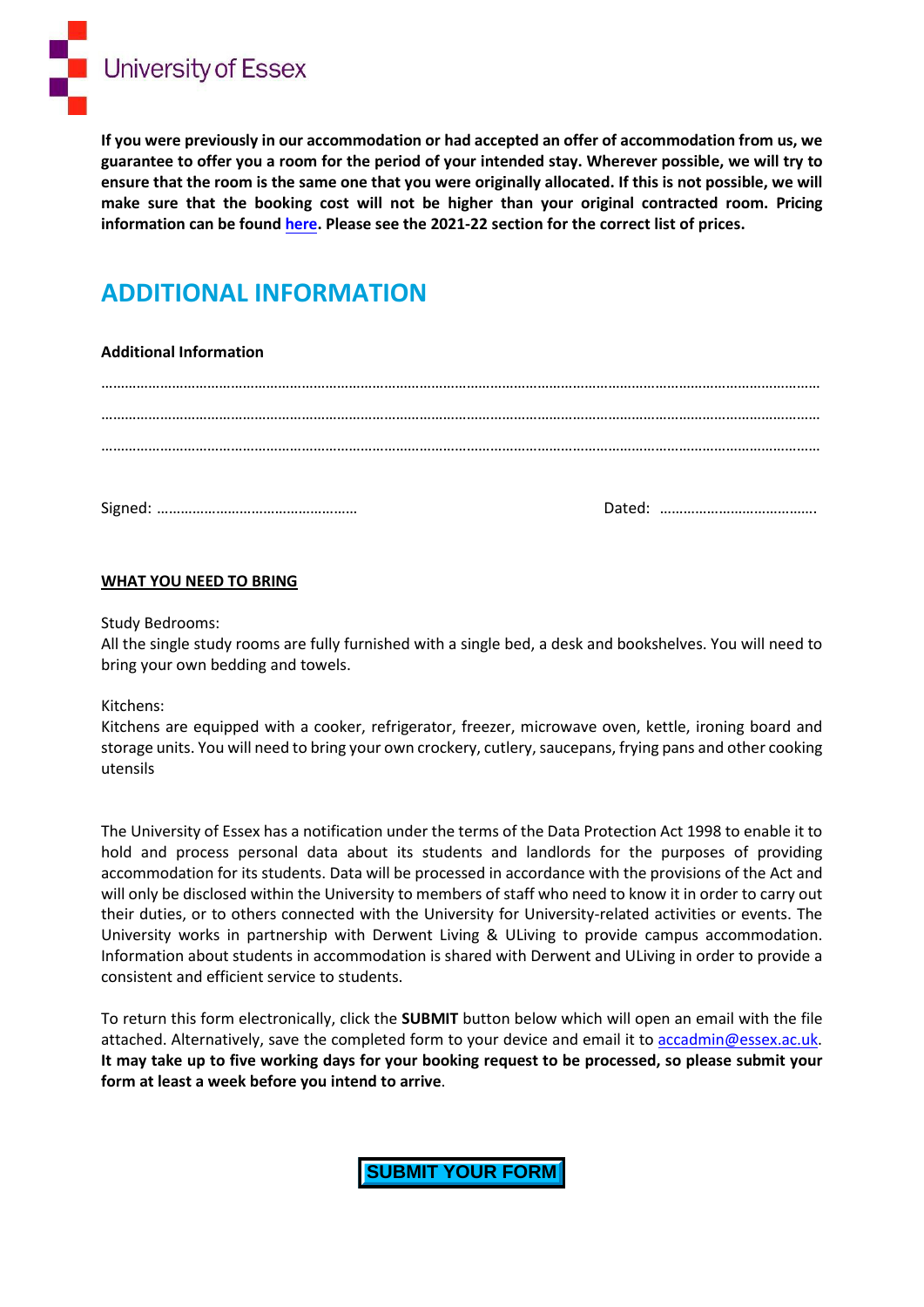**If you were previously in our accommodation or had accepted an offer of accommodation from us, we guarantee to offer you a room for the period of your intended stay. Wherever possible, we will try to ensure that the room is the same one that you were originally allocated. If this is not possible, we will make sure that the booking cost will not be higher than your original contracted room. Pricing information can be found here. Please see the 2021-22 section for the correct list of prices.**

## ADDITIONAL INFORMATION

**Additional Information**

……………………………………………………………………………………………………………………………………………………

……………………………………………………………………………………………………………………………………………………

……………………………………………………………………………………………………………………………………………………

Signed: ……………………………………………    Dated: ………………………………….

**WHAT YOU NEED TO BRING**

Study Bedrooms:
All the single study rooms are fully furnished with a single bed, a desk and bookshelves. You will need to bring your own bedding and towels.

Kitchens:
Kitchens are equipped with a cooker, refrigerator, freezer, microwave oven, kettle, ironing board and storage units. You will need to bring your own crockery, cutlery, saucepans, frying pans and other cooking utensils

The University of Essex has a notification under the terms of the Data Protection Act 1998 to enable it to hold and process personal data about its students and landlords for the purposes of providing accommodation for its students. Data will be processed in accordance with the provisions of the Act and will only be disclosed within the University to members of staff who need to know it in order to carry out their duties, or to others connected with the University for University-related activities or events. The University works in partnership with Derwent Living & ULiving to provide campus accommodation. Information about students in accommodation is shared with Derwent and ULiving in order to provide a consistent and efficient service to students.

To return this form electronically, click the **SUBMIT** button below which will open an email with the file attached. Alternatively, save the completed form to your device and email it to accadmin@essex.ac.uk. **It may take up to five working days for your booking request to be processed, so please submit your form at least a week before you intend to arrive**.

**SUBMIT YOUR FORM**